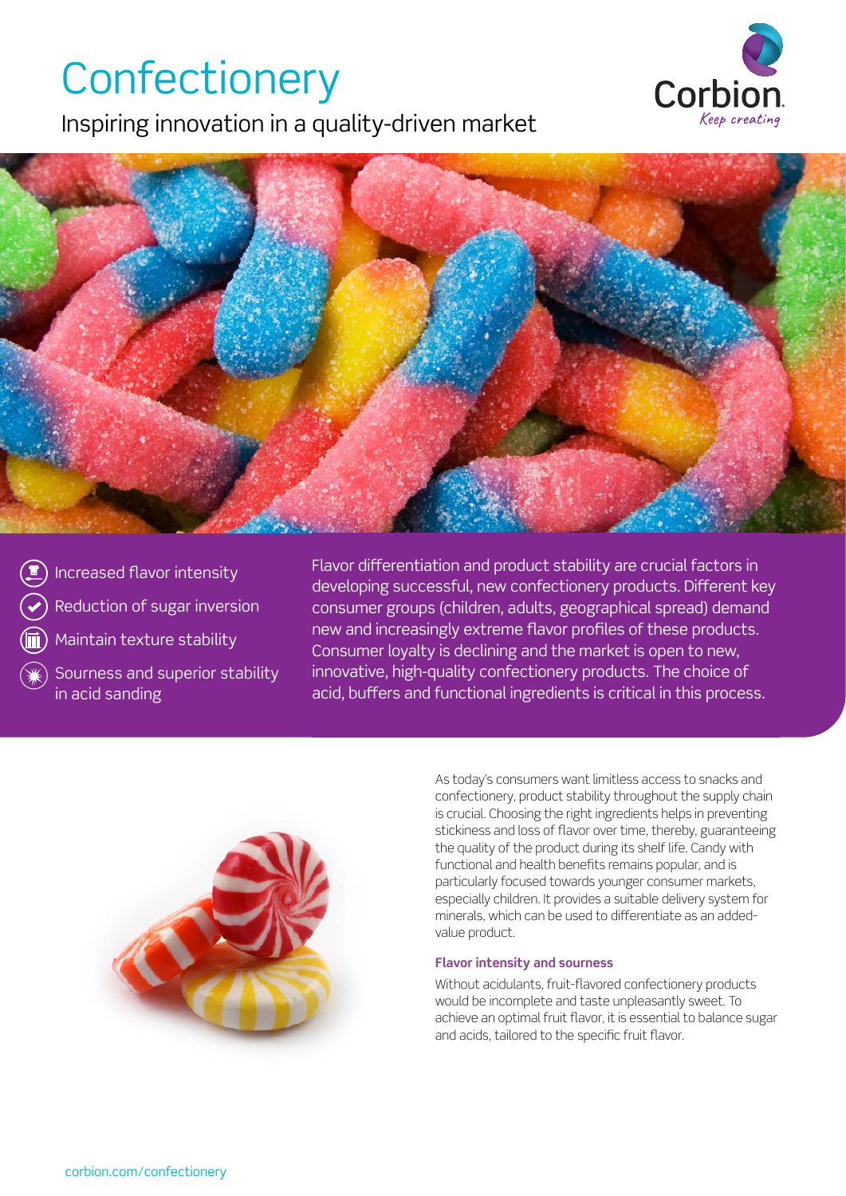# Confectionery

## Inspiring innovation in a quality-driven market

- Increased flavor intensity
- Reduction of sugar inversion
- Maintain texture stability
- Sourness and superior stability in acid sanding

Flavor differentiation and product stability are crucial factors in developing successful, new confectionery products. Different key consumer groups (children, adults, geographical spread) demand new and increasingly extreme flavor profiles of these products. Consumer loyalty is declining and the market is open to new, innovative, high-quality confectionery products. The choice of acid, buffers and functional ingredients is critical in this process.

As today's consumers want limitless access to snacks and confectionery, product stability throughout the supply chain is crucial. Choosing the right ingredients helps in preventing stickiness and loss of flavor over time, thereby, guaranteeing the quality of the product during its shelf life. Candy with functional and health benefits remains popular, and is particularly focused towards younger consumer markets, especially children. It provides a suitable delivery system for minerals, which can be used to differentiate as an added-value product.

### Flavor intensity and sourness

Without acidulants, fruit-flavored confectionery products would be incomplete and taste unpleasantly sweet. To achieve an optimal fruit flavor, it is essential to balance sugar and acids, tailored to the specific fruit flavor.

corbion.com/confectionery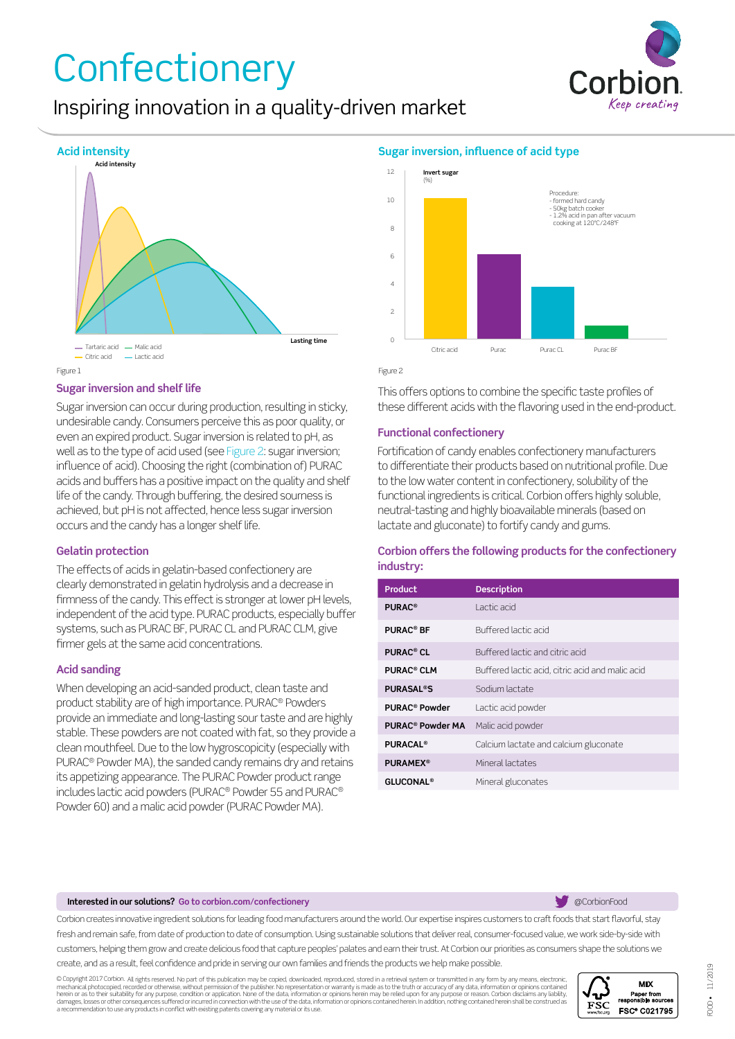# Confectionery

## Inspiring innovation in a quality-driven market

### Acid intensity

Acid intensity

Lasting time

Tartaric acid
Malic acid
Citric acid
Lactic acid

Figure 1

### Sugar inversion and shelf life

Sugar inversion can occur during production, resulting in sticky, undesirable candy. Consumers perceive this as poor quality, or even an expired product. Sugar inversion is related to pH, as well as to the type of acid used (see Figure 2: sugar inversion; influence of acid). Choosing the right (combination of) PURAC acids and buffers has a positive impact on the quality and shelf life of the candy. Through buffering, the desired sourness is achieved, but pH is not affected, hence less sugar inversion occurs and the candy has a longer shelf life.

### Gelatin protection

The effects of acids in gelatin-based confectionery are clearly demonstrated in gelatin hydrolysis and a decrease in firmness of the candy. This effect is stronger at lower pH levels, independent of the acid type. PURAC products, especially buffer systems, such as PURAC BF, PURAC CL and PURAC CLM, give firmer gels at the same acid concentrations.

### Acid sanding

When developing an acid-sanded product, clean taste and product stability are of high importance. PURAC® Powders provide an immediate and long-lasting sour taste and are highly stable. These powders are not coated with fat, so they provide a clean mouthfeel. Due to the low hygroscopicity (especially with PURAC® Powder MA), the sanded candy remains dry and retains its appetizing appearance. The PURAC Powder product range includes lactic acid powders (PURAC® Powder 55 and PURAC® Powder 60) and a malic acid powder (PURAC Powder MA).

### Sugar inversion, influence of acid type

Invert sugar (%)

12
10
8
6
4
2
0

Procedure:
- formed hard candy
- 50kg batch cooker
- 1.2% acid in pan after vacuum cooking at 120°C/248°F

Citric acid
Purac
Purac CL
Purac BF

Figure 2

This offers options to combine the specific taste profiles of these different acids with the flavoring used in the end-product.

### Functional confectionery

Fortification of candy enables confectionery manufacturers to differentiate their products based on nutritional profile. Due to the low water content in confectionery, solubility of the functional ingredients is critical. Corbion offers highly soluble, neutral-tasting and highly bioavailable minerals (based on lactate and gluconate) to fortify candy and gums.

### Corbion offers the following products for the confectionery industry:

| Product | Description |
| --- | --- |
| **PURAC®** | Lactic acid |
| **PURAC® BF** | Buffered lactic acid |
| **PURAC® CL** | Buffered lactic and citric acid |
| **PURAC® CLM** | Buffered lactic acid, citric acid and malic acid |
| **PURASAL®S** | Sodium lactate |
| **PURAC® Powder** | Lactic acid powder |
| **PURAC® Powder MA** | Malic acid powder |
| **PURACAL®** | Calcium lactate and calcium gluconate |
| **PURAMEX®** | Mineral lactates |
| **GLUCONAL®** | Mineral gluconates |

**Interested in our solutions?** Go to corbion.com/confectionery

@CorbionFood

Corbion creates innovative ingredient solutions for leading food manufacturers around the world. Our expertise inspires customers to craft foods that start flavorful, stay fresh and remain safe, from date of production to date of consumption. Using sustainable solutions that deliver real, consumer-focused value, we work side-by-side with customers, helping them grow and create delicious food that capture peoples' palates and earn their trust. At Corbion our priorities as consumers shape the solutions we create, and as a result, feel confidence and pride in serving our own families and friends the products we help make possible.

© Copyright 2017 Corbion. All rights reserved. No part of this publication may be copied, downloaded, reproduced, stored in a retrieval system or transmitted in any form by any means, electronic, mechanical photocopied, recorded or otherwise, without permission of the publisher. No representation or warranty is made as to the truth or accuracy of any data, information or opinions contained herein or as to their suitability for any purpose, condition or application. None of the data, information or opinions herein may be relied upon for any purpose or reason. Corbion disclaims any liability, damages, losses or other consequences suffered or incurred in connection with the use of the data, information or opinions contained herein. In addition, nothing contained herein shall be construed as a recommendation to use any products in conflict with existing patents covering any material or its use.

MIX Paper from responsible sources FSC® C021795

FOOD • 11/2019